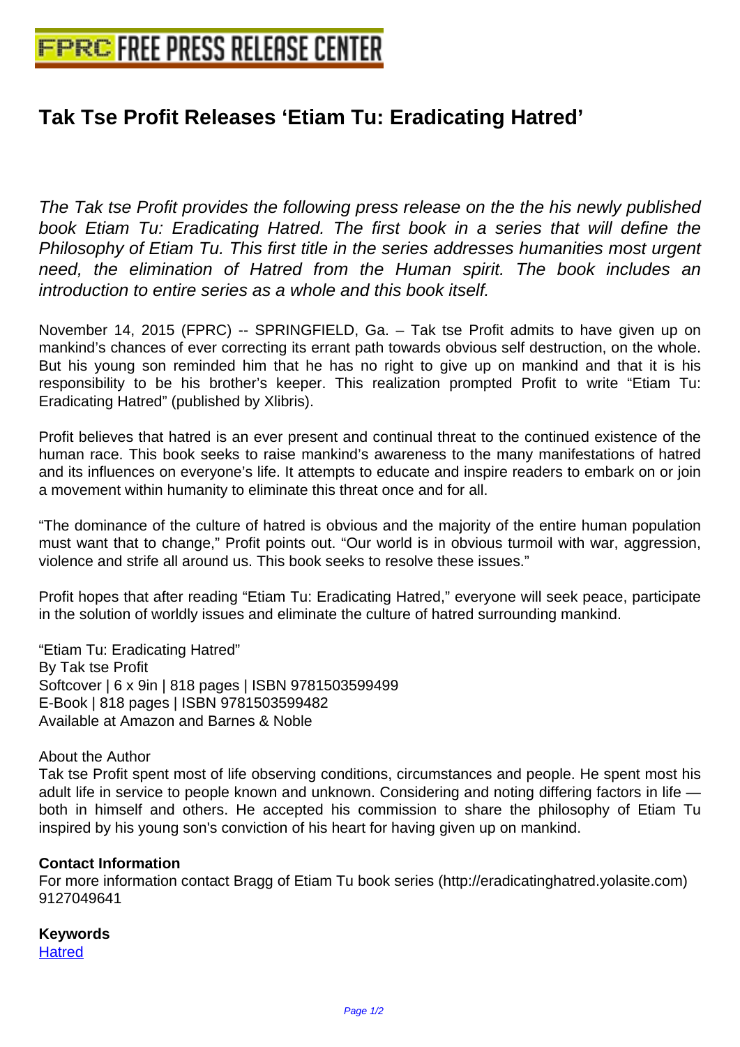# Tak Tse Profit Releases 'Etiam Tu: Eradicating Hatred'

*The Tak tse Profit provides the following press release on the the his newly published book Etiam Tu: Eradicating Hatred. The first book in a series that will define the Philosophy of Etiam Tu. This first title in the series addresses humanities most urgent need, the elimination of Hatred from the Human spirit. The book includes an introduction to entire series as a whole and this book itself.*

November 14, 2015 (FPRC) -- SPRINGFIELD, Ga. – Tak tse Profit admits to have given up on mankind's chances of ever correcting its errant path towards obvious self destruction, on the whole. But his young son reminded him that he has no right to give up on mankind and that it is his responsibility to be his brother's keeper. This realization prompted Profit to write "Etiam Tu: Eradicating Hatred" (published by Xlibris).

Profit believes that hatred is an ever present and continual threat to the continued existence of the human race. This book seeks to raise mankind's awareness to the many manifestations of hatred and its influences on everyone's life. It attempts to educate and inspire readers to embark on or join a movement within humanity to eliminate this threat once and for all.

"The dominance of the culture of hatred is obvious and the majority of the entire human population must want that to change," Profit points out. "Our world is in obvious turmoil with war, aggression, violence and strife all around us. This book seeks to resolve these issues."

Profit hopes that after reading "Etiam Tu: Eradicating Hatred," everyone will seek peace, participate in the solution of worldly issues and eliminate the culture of hatred surrounding mankind.

"Etiam Tu: Eradicating Hatred"
By Tak tse Profit
Softcover | 6 x 9in | 818 pages | ISBN 9781503599499
E-Book | 818 pages | ISBN 9781503599482
Available at Amazon and Barnes & Noble

About the Author
Tak tse Profit spent most of life observing conditions, circumstances and people. He spent most his adult life in service to people known and unknown. Considering and noting differing factors in life — both in himself and others. He accepted his commission to share the philosophy of Etiam Tu inspired by his young son's conviction of his heart for having given up on mankind.

**Contact Information**
For more information contact Bragg of Etiam Tu book series (http://eradicatinghatred.yolasite.com)
9127049641

**Keywords**
Hatred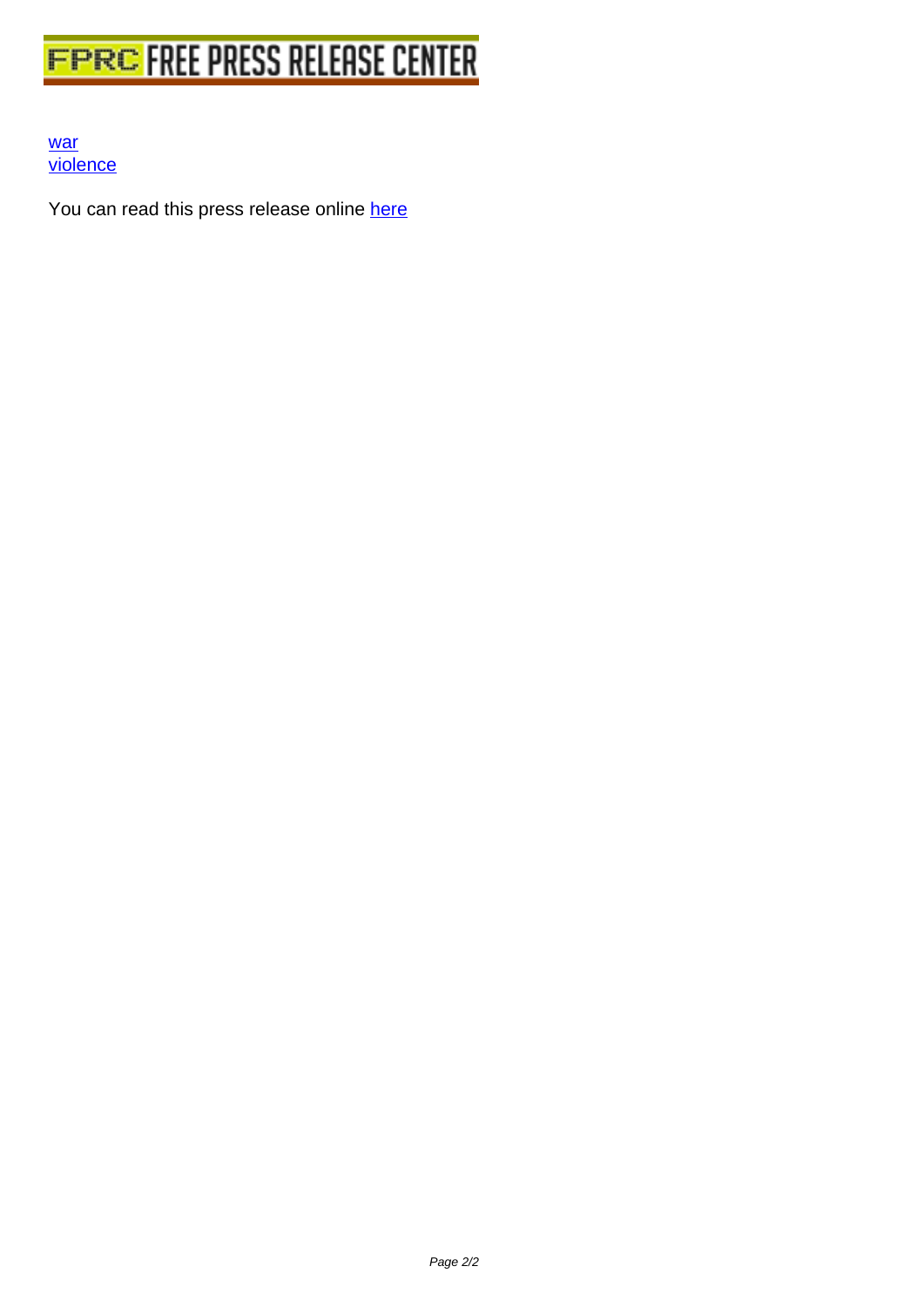war
violence

You can read this press release online here